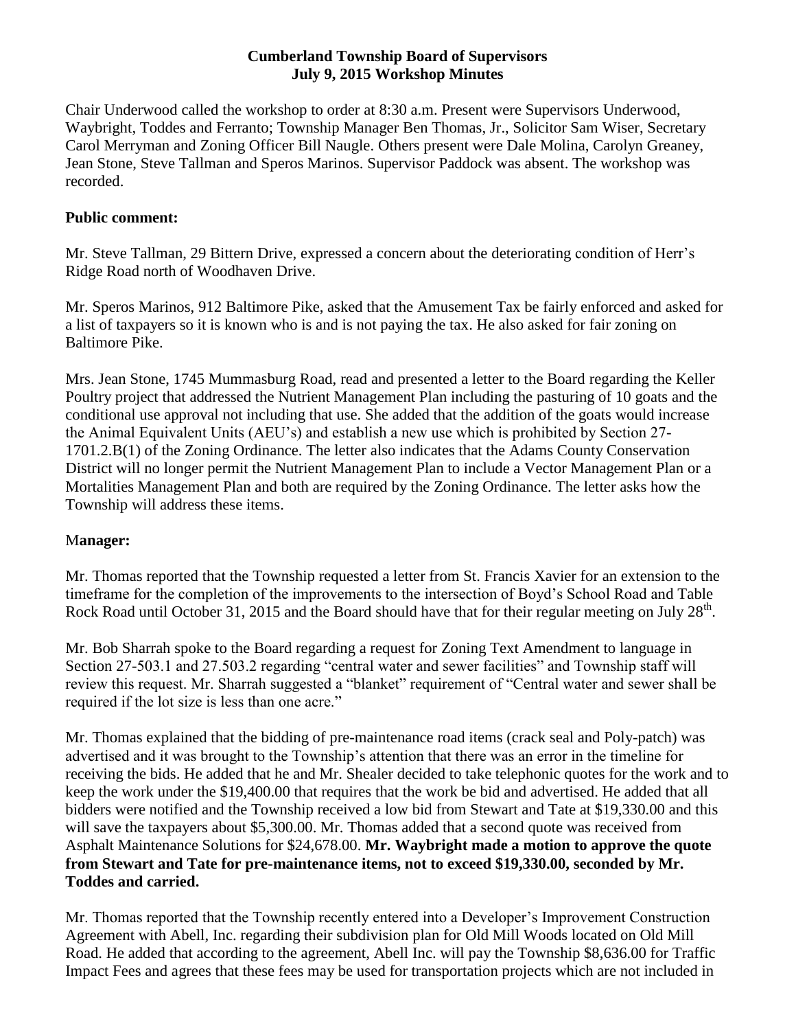**Cumberland Township Board of Supervisors**
**July 9, 2015 Workshop Minutes**

Chair Underwood called the workshop to order at 8:30 a.m. Present were Supervisors Underwood, Waybright, Toddes and Ferranto; Township Manager Ben Thomas, Jr., Solicitor Sam Wiser, Secretary Carol Merryman and Zoning Officer Bill Naugle. Others present were Dale Molina, Carolyn Greaney, Jean Stone, Steve Tallman and Speros Marinos. Supervisor Paddock was absent. The workshop was recorded.

**Public comment:**

Mr. Steve Tallman, 29 Bittern Drive, expressed a concern about the deteriorating condition of Herr's Ridge Road north of Woodhaven Drive.

Mr. Speros Marinos, 912 Baltimore Pike, asked that the Amusement Tax be fairly enforced and asked for a list of taxpayers so it is known who is and is not paying the tax. He also asked for fair zoning on Baltimore Pike.

Mrs. Jean Stone, 1745 Mummasburg Road, read and presented a letter to the Board regarding the Keller Poultry project that addressed the Nutrient Management Plan including the pasturing of 10 goats and the conditional use approval not including that use. She added that the addition of the goats would increase the Animal Equivalent Units (AEU's) and establish a new use which is prohibited by Section 27-1701.2.B(1) of the Zoning Ordinance. The letter also indicates that the Adams County Conservation District will no longer permit the Nutrient Management Plan to include a Vector Management Plan or a Mortalities Management Plan and both are required by the Zoning Ordinance. The letter asks how the Township will address these items.

**Manager:**

Mr. Thomas reported that the Township requested a letter from St. Francis Xavier for an extension to the timeframe for the completion of the improvements to the intersection of Boyd's School Road and Table Rock Road until October 31, 2015 and the Board should have that for their regular meeting on July 28th.

Mr. Bob Sharrah spoke to the Board regarding a request for Zoning Text Amendment to language in Section 27-503.1 and 27.503.2 regarding "central water and sewer facilities" and Township staff will review this request. Mr. Sharrah suggested a "blanket" requirement of "Central water and sewer shall be required if the lot size is less than one acre."

Mr. Thomas explained that the bidding of pre-maintenance road items (crack seal and Poly-patch) was advertised and it was brought to the Township's attention that there was an error in the timeline for receiving the bids. He added that he and Mr. Shealer decided to take telephonic quotes for the work and to keep the work under the $19,400.00 that requires that the work be bid and advertised. He added that all bidders were notified and the Township received a low bid from Stewart and Tate at $19,330.00 and this will save the taxpayers about $5,300.00. Mr. Thomas added that a second quote was received from Asphalt Maintenance Solutions for $24,678.00. **Mr. Waybright made a motion to approve the quote from Stewart and Tate for pre-maintenance items, not to exceed $19,330.00, seconded by Mr. Toddes and carried.**

Mr. Thomas reported that the Township recently entered into a Developer's Improvement Construction Agreement with Abell, Inc. regarding their subdivision plan for Old Mill Woods located on Old Mill Road. He added that according to the agreement, Abell Inc. will pay the Township $8,636.00 for Traffic Impact Fees and agrees that these fees may be used for transportation projects which are not included in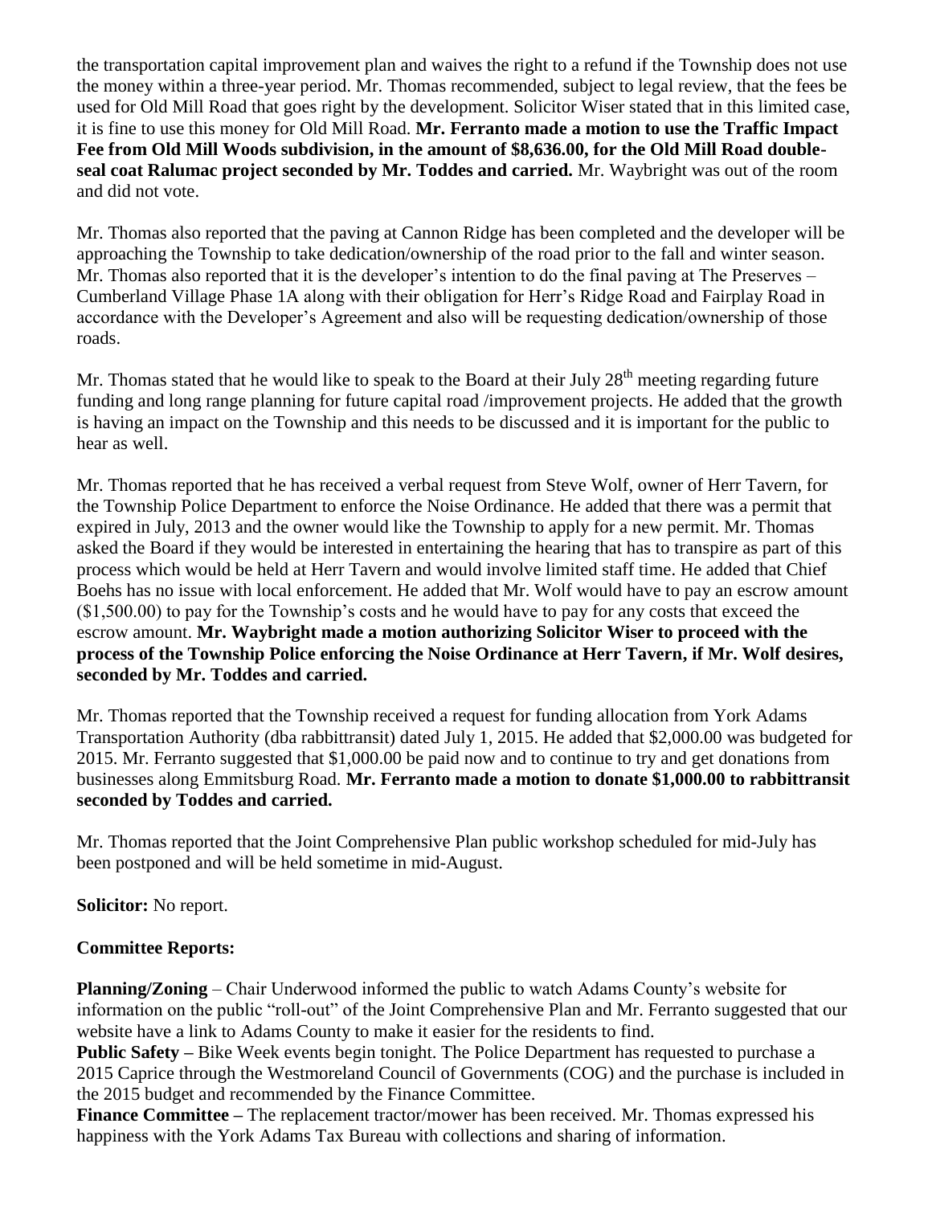the transportation capital improvement plan and waives the right to a refund if the Township does not use the money within a three-year period. Mr. Thomas recommended, subject to legal review, that the fees be used for Old Mill Road that goes right by the development. Solicitor Wiser stated that in this limited case, it is fine to use this money for Old Mill Road. **Mr. Ferranto made a motion to use the Traffic Impact Fee from Old Mill Woods subdivision, in the amount of $8,636.00, for the Old Mill Road double-seal coat Ralumac project seconded by Mr. Toddes and carried.** Mr. Waybright was out of the room and did not vote.

Mr. Thomas also reported that the paving at Cannon Ridge has been completed and the developer will be approaching the Township to take dedication/ownership of the road prior to the fall and winter season. Mr. Thomas also reported that it is the developer's intention to do the final paving at The Preserves – Cumberland Village Phase 1A along with their obligation for Herr's Ridge Road and Fairplay Road in accordance with the Developer's Agreement and also will be requesting dedication/ownership of those roads.

Mr. Thomas stated that he would like to speak to the Board at their July 28th meeting regarding future funding and long range planning for future capital road /improvement projects. He added that the growth is having an impact on the Township and this needs to be discussed and it is important for the public to hear as well.

Mr. Thomas reported that he has received a verbal request from Steve Wolf, owner of Herr Tavern, for the Township Police Department to enforce the Noise Ordinance. He added that there was a permit that expired in July, 2013 and the owner would like the Township to apply for a new permit. Mr. Thomas asked the Board if they would be interested in entertaining the hearing that has to transpire as part of this process which would be held at Herr Tavern and would involve limited staff time. He added that Chief Boehs has no issue with local enforcement. He added that Mr. Wolf would have to pay an escrow amount ($1,500.00) to pay for the Township's costs and he would have to pay for any costs that exceed the escrow amount. **Mr. Waybright made a motion authorizing Solicitor Wiser to proceed with the process of the Township Police enforcing the Noise Ordinance at Herr Tavern, if Mr. Wolf desires, seconded by Mr. Toddes and carried.**

Mr. Thomas reported that the Township received a request for funding allocation from York Adams Transportation Authority (dba rabbittransit) dated July 1, 2015. He added that $2,000.00 was budgeted for 2015. Mr. Ferranto suggested that $1,000.00 be paid now and to continue to try and get donations from businesses along Emmitsburg Road. **Mr. Ferranto made a motion to donate $1,000.00 to rabbittransit seconded by Toddes and carried.**

Mr. Thomas reported that the Joint Comprehensive Plan public workshop scheduled for mid-July has been postponed and will be held sometime in mid-August.

**Solicitor:** No report.

**Committee Reports:**

**Planning/Zoning** – Chair Underwood informed the public to watch Adams County's website for information on the public "roll-out" of the Joint Comprehensive Plan and Mr. Ferranto suggested that our website have a link to Adams County to make it easier for the residents to find.

**Public Safety –** Bike Week events begin tonight. The Police Department has requested to purchase a 2015 Caprice through the Westmoreland Council of Governments (COG) and the purchase is included in the 2015 budget and recommended by the Finance Committee.

**Finance Committee –** The replacement tractor/mower has been received. Mr. Thomas expressed his happiness with the York Adams Tax Bureau with collections and sharing of information.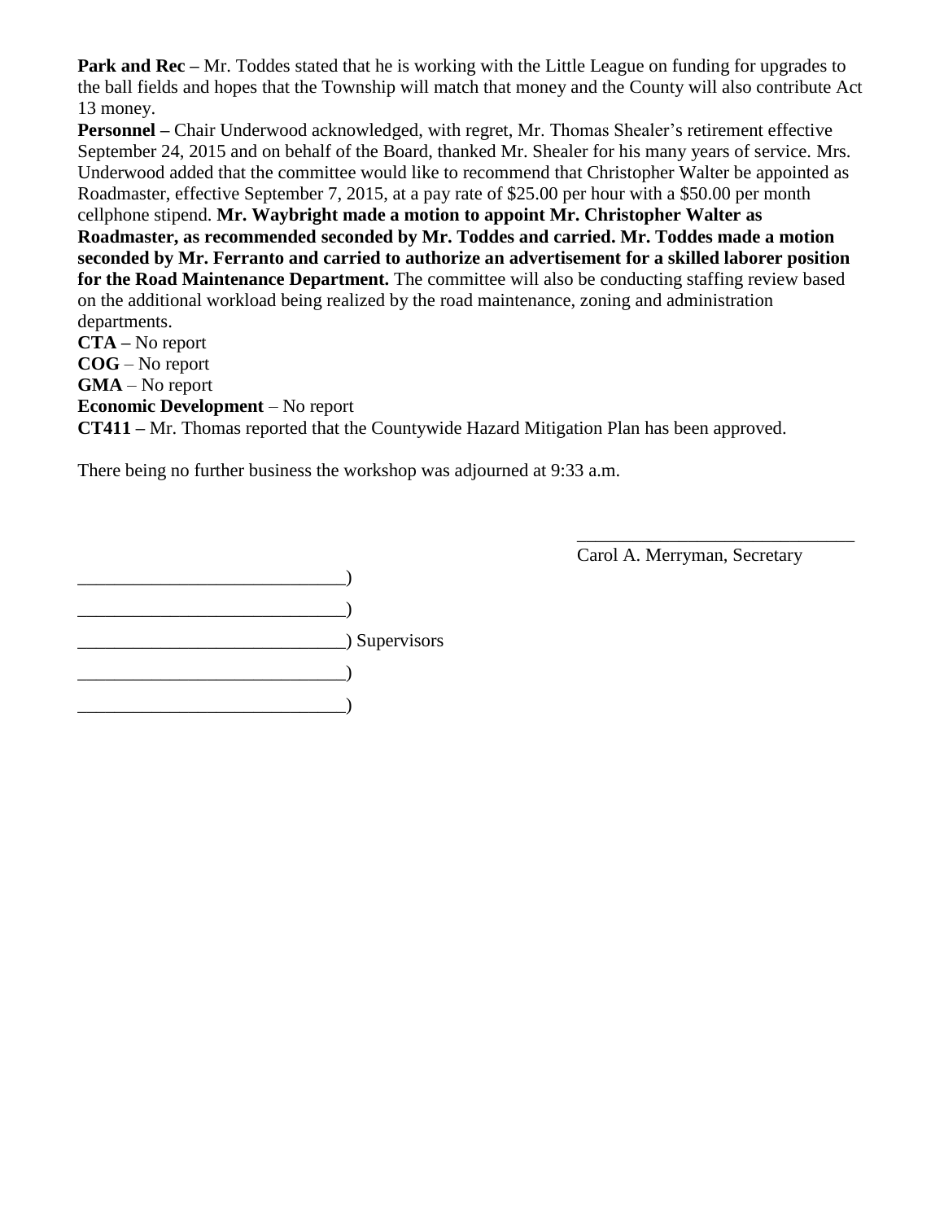**Park and Rec –** Mr. Toddes stated that he is working with the Little League on funding for upgrades to the ball fields and hopes that the Township will match that money and the County will also contribute Act 13 money.

**Personnel –** Chair Underwood acknowledged, with regret, Mr. Thomas Shealer's retirement effective September 24, 2015 and on behalf of the Board, thanked Mr. Shealer for his many years of service. Mrs. Underwood added that the committee would like to recommend that Christopher Walter be appointed as Roadmaster, effective September 7, 2015, at a pay rate of $25.00 per hour with a $50.00 per month cellphone stipend. **Mr. Waybright made a motion to appoint Mr. Christopher Walter as Roadmaster, as recommended seconded by Mr. Toddes and carried. Mr. Toddes made a motion seconded by Mr. Ferranto and carried to authorize an advertisement for a skilled laborer position for the Road Maintenance Department.** The committee will also be conducting staffing review based on the additional workload being realized by the road maintenance, zoning and administration departments.

**CTA –** No report

**COG** – No report

**GMA** – No report

**Economic Development** – No report

**CT411 –** Mr. Thomas reported that the Countywide Hazard Mitigation Plan has been approved.

There being no further business the workshop was adjourned at 9:33 a.m.

_______________________________
Carol A. Merryman, Secretary

_____________________________)
_____________________________)
_____________________________) Supervisors
_____________________________)
_____________________________)